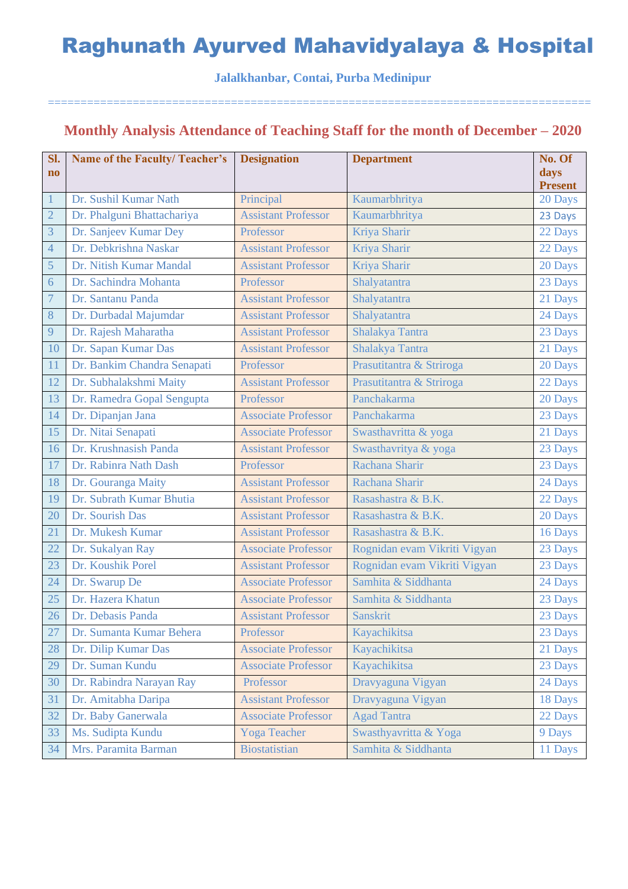# Raghunath Ayurved Mahavidyalaya & Hospital

**Jalalkhanbar, Contai, Purba Medinipur**

==================================================================================

## Monthly Analysis Attendance of Teaching Staff for the month of December – 2020

| Sl. no | Name of the Faculty/ Teacher's | Designation | Department | No. Of days Present |
|---|---|---|---|---|
| 1 | Dr. Sushil Kumar Nath | Principal | Kaumarbhritya | 20 Days |
| 2 | Dr. Phalguni Bhattachariya | Assistant Professor | Kaumarbhritya | 23 Days |
| 3 | Dr. Sanjeev Kumar Dey | Professor | Kriya Sharir | 22 Days |
| 4 | Dr. Debkrishna Naskar | Assistant Professor | Kriya Sharir | 22 Days |
| 5 | Dr. Nitish Kumar Mandal | Assistant Professor | Kriya Sharir | 20 Days |
| 6 | Dr. Sachindra Mohanta | Professor | Shalyatantra | 23 Days |
| 7 | Dr. Santanu Panda | Assistant Professor | Shalyatantra | 21 Days |
| 8 | Dr. Durbadal Majumdar | Assistant Professor | Shalyatantra | 24 Days |
| 9 | Dr. Rajesh Maharatha | Assistant Professor | Shalakya Tantra | 23 Days |
| 10 | Dr. Sapan Kumar Das | Assistant Professor | Shalakya Tantra | 21 Days |
| 11 | Dr. Bankim Chandra Senapati | Professor | Prasutitantra & Striroga | 20 Days |
| 12 | Dr. Subhalakshmi Maity | Assistant Professor | Prasutitantra & Striroga | 22 Days |
| 13 | Dr. Ramedra Gopal Sengupta | Professor | Panchakarma | 20 Days |
| 14 | Dr. Dipanjan Jana | Associate Professor | Panchakarma | 23 Days |
| 15 | Dr. Nitai Senapati | Associate Professor | Swasthavritta & yoga | 21 Days |
| 16 | Dr. Krushnasish Panda | Assistant Professor | Swasthavritya & yoga | 23 Days |
| 17 | Dr. Rabinra Nath Dash | Professor | Rachana Sharir | 23 Days |
| 18 | Dr. Gouranga Maity | Assistant Professor | Rachana Sharir | 24 Days |
| 19 | Dr. Subrath Kumar Bhutia | Assistant Professor | Rasashastra & B.K. | 22 Days |
| 20 | Dr. Sourish Das | Assistant Professor | Rasashastra & B.K. | 20 Days |
| 21 | Dr. Mukesh Kumar | Assistant Professor | Rasashastra & B.K. | 16 Days |
| 22 | Dr. Sukalyan Ray | Associate Professor | Rognidan evam Vikriti Vigyan | 23 Days |
| 23 | Dr. Koushik Porel | Assistant Professor | Rognidan evam Vikriti Vigyan | 23 Days |
| 24 | Dr. Swarup De | Associate Professor | Samhita & Siddhanta | 24 Days |
| 25 | Dr. Hazera Khatun | Associate Professor | Samhita & Siddhanta | 23 Days |
| 26 | Dr. Debasis Panda | Assistant Professor | Sanskrit | 23 Days |
| 27 | Dr. Sumanta Kumar Behera | Professor | Kayachikitsa | 23 Days |
| 28 | Dr. Dilip Kumar Das | Associate Professor | Kayachikitsa | 21 Days |
| 29 | Dr. Suman Kundu | Associate Professor | Kayachikitsa | 23 Days |
| 30 | Dr. Rabindra Narayan Ray | Professor | Dravyaguna Vigyan | 24 Days |
| 31 | Dr. Amitabha Daripa | Assistant Professor | Dravyaguna Vigyan | 18 Days |
| 32 | Dr. Baby Ganerwala | Associate Professor | Agad Tantra | 22 Days |
| 33 | Ms. Sudipta Kundu | Yoga Teacher | Swasthyavritta & Yoga | 9 Days |
| 34 | Mrs. Paramita Barman | Biostatistian | Samhita & Siddhanta | 11 Days |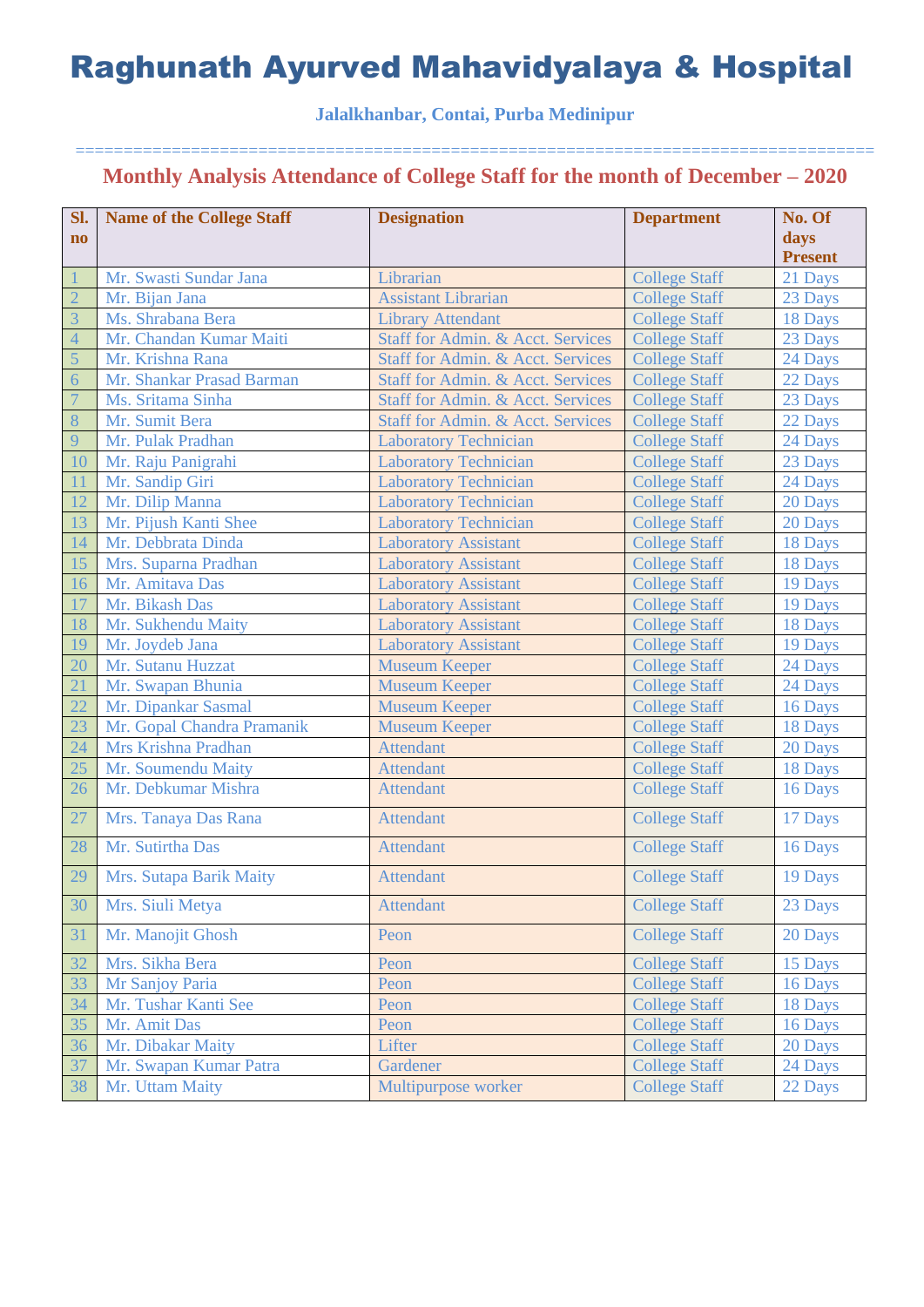# Raghunath Ayurved Mahavidyalaya & Hospital

**Jalalkhanbar, Contai, Purba Medinipur**

================================================================================

## Monthly Analysis Attendance of College Staff for the month of December – 2020

| Sl. no | Name of the College Staff | Designation | Department | No. Of days Present |
|---|---|---|---|---|
| 1 | Mr. Swasti Sundar Jana | Librarian | College Staff | 21 Days |
| 2 | Mr. Bijan Jana | Assistant Librarian | College Staff | 23 Days |
| 3 | Ms. Shrabana Bera | Library Attendant | College Staff | 18 Days |
| 4 | Mr. Chandan Kumar Maiti | Staff for Admin. & Acct. Services | College Staff | 23 Days |
| 5 | Mr. Krishna Rana | Staff for Admin. & Acct. Services | College Staff | 24 Days |
| 6 | Mr. Shankar Prasad Barman | Staff for Admin. & Acct. Services | College Staff | 22 Days |
| 7 | Ms. Sritama Sinha | Staff for Admin. & Acct. Services | College Staff | 23 Days |
| 8 | Mr. Sumit Bera | Staff for Admin. & Acct. Services | College Staff | 22 Days |
| 9 | Mr. Pulak Pradhan | Laboratory Technician | College Staff | 24 Days |
| 10 | Mr. Raju Panigrahi | Laboratory Technician | College Staff | 23 Days |
| 11 | Mr. Sandip Giri | Laboratory Technician | College Staff | 24 Days |
| 12 | Mr. Dilip Manna | Laboratory Technician | College Staff | 20 Days |
| 13 | Mr. Pijush Kanti Shee | Laboratory Technician | College Staff | 20 Days |
| 14 | Mr. Debbrata Dinda | Laboratory Assistant | College Staff | 18 Days |
| 15 | Mrs. Suparna Pradhan | Laboratory Assistant | College Staff | 18 Days |
| 16 | Mr. Amitava Das | Laboratory Assistant | College Staff | 19 Days |
| 17 | Mr. Bikash Das | Laboratory Assistant | College Staff | 19 Days |
| 18 | Mr. Sukhendu Maity | Laboratory Assistant | College Staff | 18 Days |
| 19 | Mr. Joydeb Jana | Laboratory Assistant | College Staff | 19 Days |
| 20 | Mr. Sutanu Huzzat | Museum Keeper | College Staff | 24 Days |
| 21 | Mr. Swapan Bhunia | Museum Keeper | College Staff | 24 Days |
| 22 | Mr. Dipankar Sasmal | Museum Keeper | College Staff | 16 Days |
| 23 | Mr. Gopal Chandra Pramanik | Museum Keeper | College Staff | 18 Days |
| 24 | Mrs Krishna Pradhan | Attendant | College Staff | 20 Days |
| 25 | Mr. Soumendu Maity | Attendant | College Staff | 18 Days |
| 26 | Mr. Debkumar Mishra | Attendant | College Staff | 16 Days |
| 27 | Mrs. Tanaya Das Rana | Attendant | College Staff | 17 Days |
| 28 | Mr. Sutirtha Das | Attendant | College Staff | 16 Days |
| 29 | Mrs. Sutapa Barik Maity | Attendant | College Staff | 19 Days |
| 30 | Mrs. Siuli Metya | Attendant | College Staff | 23 Days |
| 31 | Mr. Manojit Ghosh | Peon | College Staff | 20 Days |
| 32 | Mrs. Sikha Bera | Peon | College Staff | 15 Days |
| 33 | Mr Sanjoy Paria | Peon | College Staff | 16 Days |
| 34 | Mr. Tushar Kanti See | Peon | College Staff | 18 Days |
| 35 | Mr. Amit Das | Peon | College Staff | 16 Days |
| 36 | Mr. Dibakar Maity | Lifter | College Staff | 20 Days |
| 37 | Mr. Swapan Kumar Patra | Gardener | College Staff | 24 Days |
| 38 | Mr. Uttam Maity | Multipurpose worker | College Staff | 22 Days |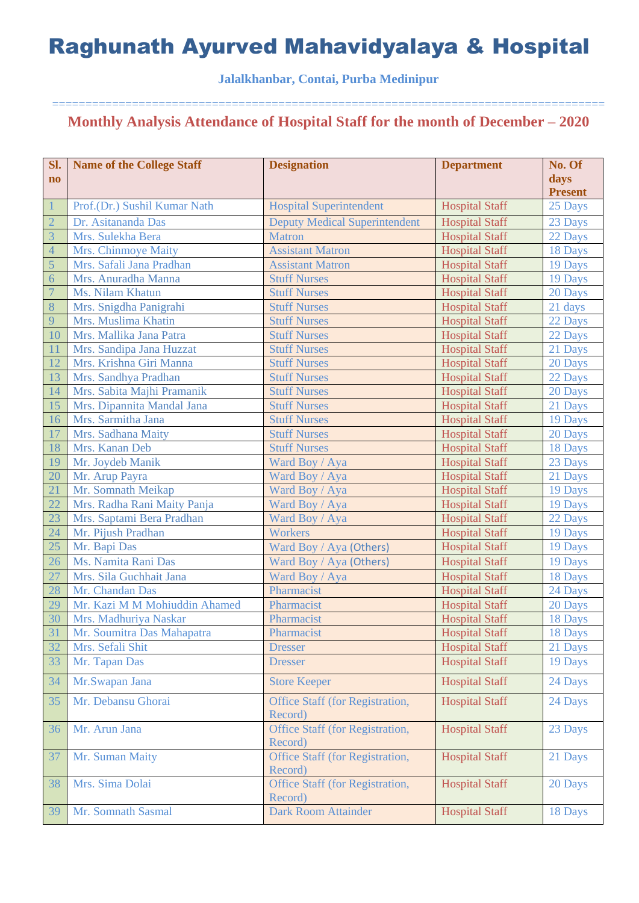# Raghunath Ayurved Mahavidyalaya & Hospital

**Jalalkhanbar, Contai, Purba Medinipur**

================================================================================

## Monthly Analysis Attendance of Hospital Staff for the month of December – 2020

| Sl. no | Name of the College Staff | Designation | Department | No. Of days Present |
|---|---|---|---|---|
| 1 | Prof.(Dr.) Sushil Kumar Nath | Hospital Superintendent | Hospital Staff | 25 Days |
| 2 | Dr. Asitananda Das | Deputy Medical Superintendent | Hospital Staff | 23 Days |
| 3 | Mrs. Sulekha Bera | Matron | Hospital Staff | 22 Days |
| 4 | Mrs. Chinmoye Maity | Assistant Matron | Hospital Staff | 18 Days |
| 5 | Mrs. Safali Jana Pradhan | Assistant Matron | Hospital Staff | 19 Days |
| 6 | Mrs. Anuradha Manna | Stuff Nurses | Hospital Staff | 19 Days |
| 7 | Ms. Nilam Khatun | Stuff Nurses | Hospital Staff | 20 Days |
| 8 | Mrs. Snigdha Panigrahi | Stuff Nurses | Hospital Staff | 21 days |
| 9 | Mrs. Muslima Khatin | Stuff Nurses | Hospital Staff | 22 Days |
| 10 | Mrs. Mallika Jana Patra | Stuff Nurses | Hospital Staff | 22 Days |
| 11 | Mrs. Sandipa Jana Huzzat | Stuff Nurses | Hospital Staff | 21 Days |
| 12 | Mrs. Krishna Giri Manna | Stuff Nurses | Hospital Staff | 20 Days |
| 13 | Mrs. Sandhya Pradhan | Stuff Nurses | Hospital Staff | 22 Days |
| 14 | Mrs. Sabita Majhi Pramanik | Stuff Nurses | Hospital Staff | 20 Days |
| 15 | Mrs. Dipannita Mandal Jana | Stuff Nurses | Hospital Staff | 21 Days |
| 16 | Mrs. Sarmitha Jana | Stuff Nurses | Hospital Staff | 19 Days |
| 17 | Mrs. Sadhana Maity | Stuff Nurses | Hospital Staff | 20 Days |
| 18 | Mrs. Kanan Deb | Stuff Nurses | Hospital Staff | 18 Days |
| 19 | Mr. Joydeb Manik | Ward Boy / Aya | Hospital Staff | 23 Days |
| 20 | Mr. Arup Payra | Ward Boy / Aya | Hospital Staff | 21 Days |
| 21 | Mr. Somnath Meikap | Ward Boy / Aya | Hospital Staff | 19 Days |
| 22 | Mrs. Radha Rani Maity Panja | Ward Boy / Aya | Hospital Staff | 19 Days |
| 23 | Mrs. Saptami Bera Pradhan | Ward Boy / Aya | Hospital Staff | 22 Days |
| 24 | Mr. Pijush Pradhan | Workers | Hospital Staff | 19 Days |
| 25 | Mr. Bapi Das | Ward Boy / Aya (Others) | Hospital Staff | 19 Days |
| 26 | Ms. Namita Rani Das | Ward Boy / Aya (Others) | Hospital Staff | 19 Days |
| 27 | Mrs. Sila Guchhait Jana | Ward Boy / Aya | Hospital Staff | 18 Days |
| 28 | Mr. Chandan Das | Pharmacist | Hospital Staff | 24 Days |
| 29 | Mr. Kazi M M Mohiuddin Ahamed | Pharmacist | Hospital Staff | 20 Days |
| 30 | Mrs. Madhuriya Naskar | Pharmacist | Hospital Staff | 18 Days |
| 31 | Mr. Soumitra Das Mahapatra | Pharmacist | Hospital Staff | 18 Days |
| 32 | Mrs. Sefali Shit | Dresser | Hospital Staff | 21 Days |
| 33 | Mr. Tapan Das | Dresser | Hospital Staff | 19 Days |
| 34 | Mr.Swapan Jana | Store Keeper | Hospital Staff | 24 Days |
| 35 | Mr. Debansu Ghorai | Office Staff (for Registration, Record) | Hospital Staff | 24 Days |
| 36 | Mr. Arun Jana | Office Staff (for Registration, Record) | Hospital Staff | 23 Days |
| 37 | Mr. Suman Maity | Office Staff (for Registration, Record) | Hospital Staff | 21 Days |
| 38 | Mrs. Sima Dolai | Office Staff (for Registration, Record) | Hospital Staff | 20 Days |
| 39 | Mr. Somnath Sasmal | Dark Room Attainder | Hospital Staff | 18 Days |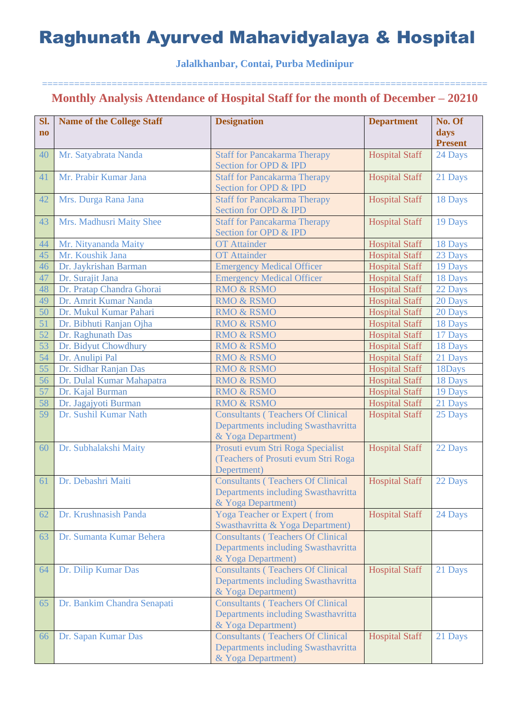# Raghunath Ayurved Mahavidyalaya & Hospital

**Jalalkhanbar, Contai, Purba Medinipur**

==========================================================================

## Monthly Analysis Attendance of Hospital Staff for the month of December – 20210

| Sl. no | Name of the College Staff | Designation | Department | No. Of days Present |
|---|---|---|---|---|
| 40 | Mr. Satyabrata Nanda | Staff for Pancakarma Therapy Section for OPD & IPD | Hospital Staff | 24 Days |
| 41 | Mr. Prabir Kumar Jana | Staff for Pancakarma Therapy Section for OPD & IPD | Hospital Staff | 21 Days |
| 42 | Mrs. Durga Rana Jana | Staff for Pancakarma Therapy Section for OPD & IPD | Hospital Staff | 18 Days |
| 43 | Mrs. Madhusri Maity Shee | Staff for Pancakarma Therapy Section for OPD & IPD | Hospital Staff | 19 Days |
| 44 | Mr. Nityananda Maity | OT Attainder | Hospital Staff | 18 Days |
| 45 | Mr. Koushik Jana | OT Attainder | Hospital Staff | 23 Days |
| 46 | Dr. Jaykrishan Barman | Emergency Medical Officer | Hospital Staff | 19 Days |
| 47 | Dr. Surajit Jana | Emergency Medical Officer | Hospital Staff | 18 Days |
| 48 | Dr. Pratap Chandra Ghorai | RMO & RSMO | Hospital Staff | 22 Days |
| 49 | Dr. Amrit Kumar Nanda | RMO & RSMO | Hospital Staff | 20 Days |
| 50 | Dr. Mukul Kumar Pahari | RMO & RSMO | Hospital Staff | 20 Days |
| 51 | Dr. Bibhuti Ranjan Ojha | RMO & RSMO | Hospital Staff | 18 Days |
| 52 | Dr. Raghunath Das | RMO & RSMO | Hospital Staff | 17 Days |
| 53 | Dr. Bidyut Chowdhury | RMO & RSMO | Hospital Staff | 18 Days |
| 54 | Dr. Anulipi Pal | RMO & RSMO | Hospital Staff | 21 Days |
| 55 | Dr. Sidhar Ranjan Das | RMO & RSMO | Hospital Staff | 18Days |
| 56 | Dr. Dulal Kumar Mahapatra | RMO & RSMO | Hospital Staff | 18 Days |
| 57 | Dr. Kajal Burman | RMO & RSMO | Hospital Staff | 19 Days |
| 58 | Dr. Jagajyoti Burman | RMO & RSMO | Hospital Staff | 21 Days |
| 59 | Dr. Sushil Kumar Nath | Consultants ( Teachers Of Clinical Departments including Swasthavritta & Yoga Department) | Hospital Staff | 25 Days |
| 60 | Dr. Subhalakshi Maity | Prosuti evum Stri Roga Specialist (Teachers of Prosuti evum Stri Roga Depertment) | Hospital Staff | 22 Days |
| 61 | Dr. Debashri Maiti | Consultants ( Teachers Of Clinical Departments including Swasthavritta & Yoga Department) | Hospital Staff | 22 Days |
| 62 | Dr. Krushnasish Panda | Yoga Teacher or Expert ( from Swasthavritta & Yoga Department) | Hospital Staff | 24 Days |
| 63 | Dr. Sumanta Kumar Behera | Consultants ( Teachers Of Clinical Departments including Swasthavritta & Yoga Department) | | |
| 64 | Dr. Dilip Kumar Das | Consultants ( Teachers Of Clinical Departments including Swasthavritta & Yoga Department) | Hospital Staff | 21 Days |
| 65 | Dr. Bankim Chandra Senapati | Consultants ( Teachers Of Clinical Departments including Swasthavritta & Yoga Department) | | |
| 66 | Dr. Sapan Kumar Das | Consultants ( Teachers Of Clinical Departments including Swasthavritta & Yoga Department) | Hospital Staff | 21 Days |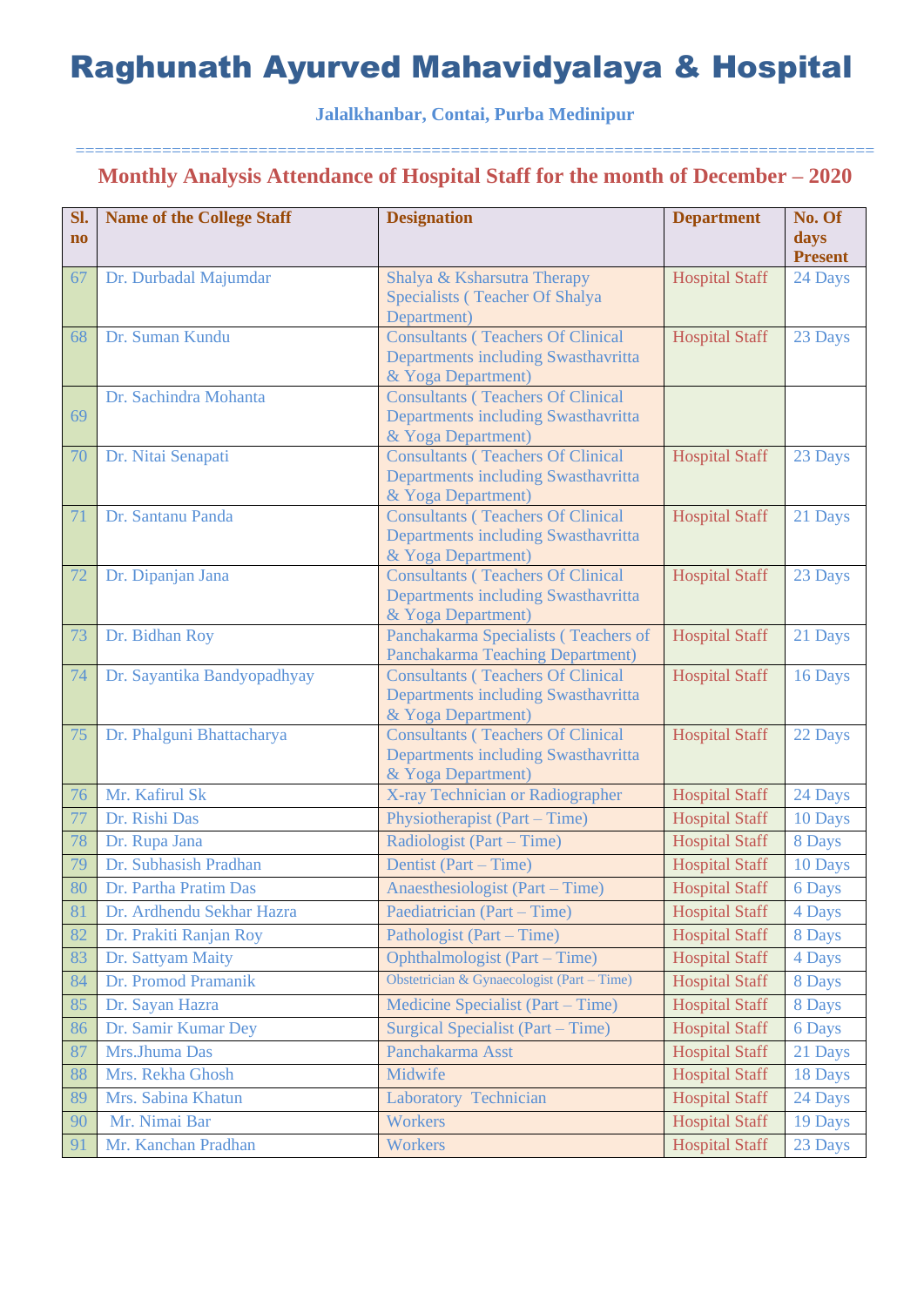# Raghunath Ayurved Mahavidyalaya & Hospital

**Jalalkhanbar, Contai, Purba Medinipur**

================================================================================

## Monthly Analysis Attendance of Hospital Staff for the month of December – 2020

| Sl. no | Name of the College Staff | Designation | Department | No. Of days Present |
|---|---|---|---|---|
| 67 | Dr. Durbadal Majumdar | Shalya & Ksharsutra Therapy Specialists ( Teacher Of Shalya Department) | Hospital Staff | 24 Days |
| 68 | Dr. Suman Kundu | Consultants ( Teachers Of Clinical Departments including Swasthavritta & Yoga Department) | Hospital Staff | 23 Days |
| 69 | Dr. Sachindra Mohanta | Consultants ( Teachers Of Clinical Departments including Swasthavritta & Yoga Department) | | |
| 70 | Dr. Nitai Senapati | Consultants ( Teachers Of Clinical Departments including Swasthavritta & Yoga Department) | Hospital Staff | 23 Days |
| 71 | Dr. Santanu Panda | Consultants ( Teachers Of Clinical Departments including Swasthavritta & Yoga Department) | Hospital Staff | 21 Days |
| 72 | Dr. Dipanjan Jana | Consultants ( Teachers Of Clinical Departments including Swasthavritta & Yoga Department) | Hospital Staff | 23 Days |
| 73 | Dr. Bidhan Roy | Panchakarma Specialists ( Teachers of Panchakarma Teaching Department) | Hospital Staff | 21 Days |
| 74 | Dr. Sayantika Bandyopadhyay | Consultants ( Teachers Of Clinical Departments including Swasthavritta & Yoga Department) | Hospital Staff | 16 Days |
| 75 | Dr. Phalguni Bhattacharya | Consultants ( Teachers Of Clinical Departments including Swasthavritta & Yoga Department) | Hospital Staff | 22 Days |
| 76 | Mr. Kafirul Sk | X-ray Technician or Radiographer | Hospital Staff | 24 Days |
| 77 | Dr. Rishi Das | Physiotherapist (Part – Time) | Hospital Staff | 10 Days |
| 78 | Dr. Rupa Jana | Radiologist (Part – Time) | Hospital Staff | 8 Days |
| 79 | Dr. Subhasish Pradhan | Dentist (Part – Time) | Hospital Staff | 10 Days |
| 80 | Dr. Partha Pratim Das | Anaesthesiologist (Part – Time) | Hospital Staff | 6 Days |
| 81 | Dr. Ardhendu Sekhar Hazra | Paediatrician (Part – Time) | Hospital Staff | 4 Days |
| 82 | Dr. Prakiti Ranjan Roy | Pathologist (Part – Time) | Hospital Staff | 8 Days |
| 83 | Dr. Sattyam Maity | Ophthalmologist (Part – Time) | Hospital Staff | 4 Days |
| 84 | Dr. Promod Pramanik | Obstetrician & Gynaecologist (Part – Time) | Hospital Staff | 8 Days |
| 85 | Dr. Sayan Hazra | Medicine Specialist (Part – Time) | Hospital Staff | 8 Days |
| 86 | Dr. Samir Kumar Dey | Surgical Specialist (Part – Time) | Hospital Staff | 6 Days |
| 87 | Mrs.Jhuma Das | Panchakarma Asst | Hospital Staff | 21 Days |
| 88 | Mrs. Rekha Ghosh | Midwife | Hospital Staff | 18 Days |
| 89 | Mrs. Sabina Khatun | Laboratory Technician | Hospital Staff | 24 Days |
| 90 | Mr. Nimai Bar | Workers | Hospital Staff | 19 Days |
| 91 | Mr. Kanchan Pradhan | Workers | Hospital Staff | 23 Days |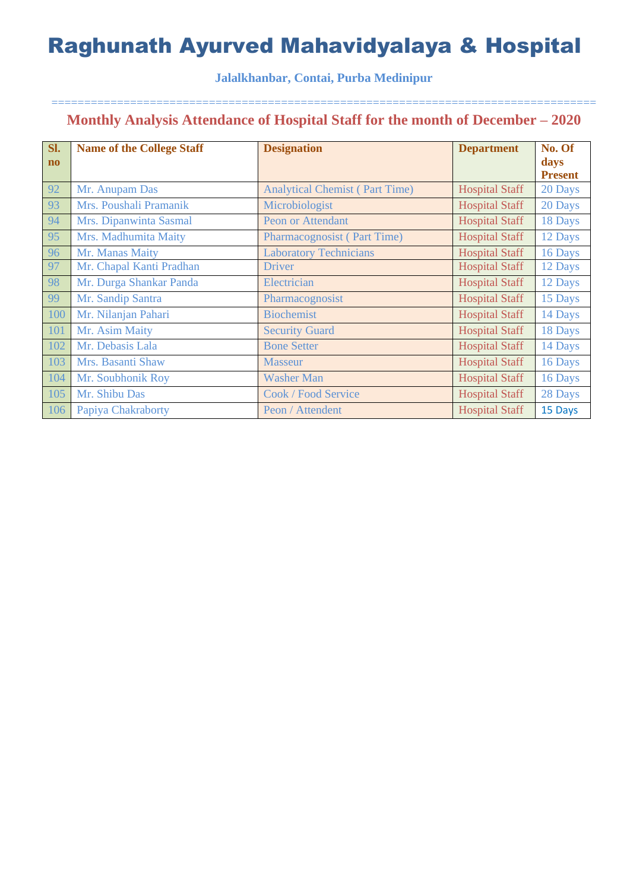# Raghunath Ayurved Mahavidyalaya & Hospital

**Jalalkhanbar, Contai, Purba Medinipur**

================================================================================

## Monthly Analysis Attendance of Hospital Staff for the month of December – 2020

| Sl. no | Name of the College Staff | Designation | Department | No. Of days Present |
|---|---|---|---|---|
| 92 | Mr. Anupam Das | Analytical Chemist ( Part Time) | Hospital Staff | 20 Days |
| 93 | Mrs. Poushali Pramanik | Microbiologist | Hospital Staff | 20 Days |
| 94 | Mrs. Dipanwinta Sasmal | Peon or Attendant | Hospital Staff | 18 Days |
| 95 | Mrs. Madhumita Maity | Pharmacognosist ( Part Time) | Hospital Staff | 12 Days |
| 96 | Mr. Manas Maity | Laboratory Technicians | Hospital Staff | 16 Days |
| 97 | Mr. Chapal Kanti Pradhan | Driver | Hospital Staff | 12 Days |
| 98 | Mr. Durga Shankar Panda | Electrician | Hospital Staff | 12 Days |
| 99 | Mr. Sandip Santra | Pharmacognosist | Hospital Staff | 15 Days |
| 100 | Mr. Nilanjan Pahari | Biochemist | Hospital Staff | 14 Days |
| 101 | Mr. Asim Maity | Security Guard | Hospital Staff | 18 Days |
| 102 | Mr. Debasis Lala | Bone Setter | Hospital Staff | 14 Days |
| 103 | Mrs. Basanti Shaw | Masseur | Hospital Staff | 16 Days |
| 104 | Mr. Soubhonik Roy | Washer Man | Hospital Staff | 16 Days |
| 105 | Mr. Shibu Das | Cook / Food Service | Hospital Staff | 28 Days |
| 106 | Papiya Chakraborty | Peon / Attendent | Hospital Staff | 15 Days |